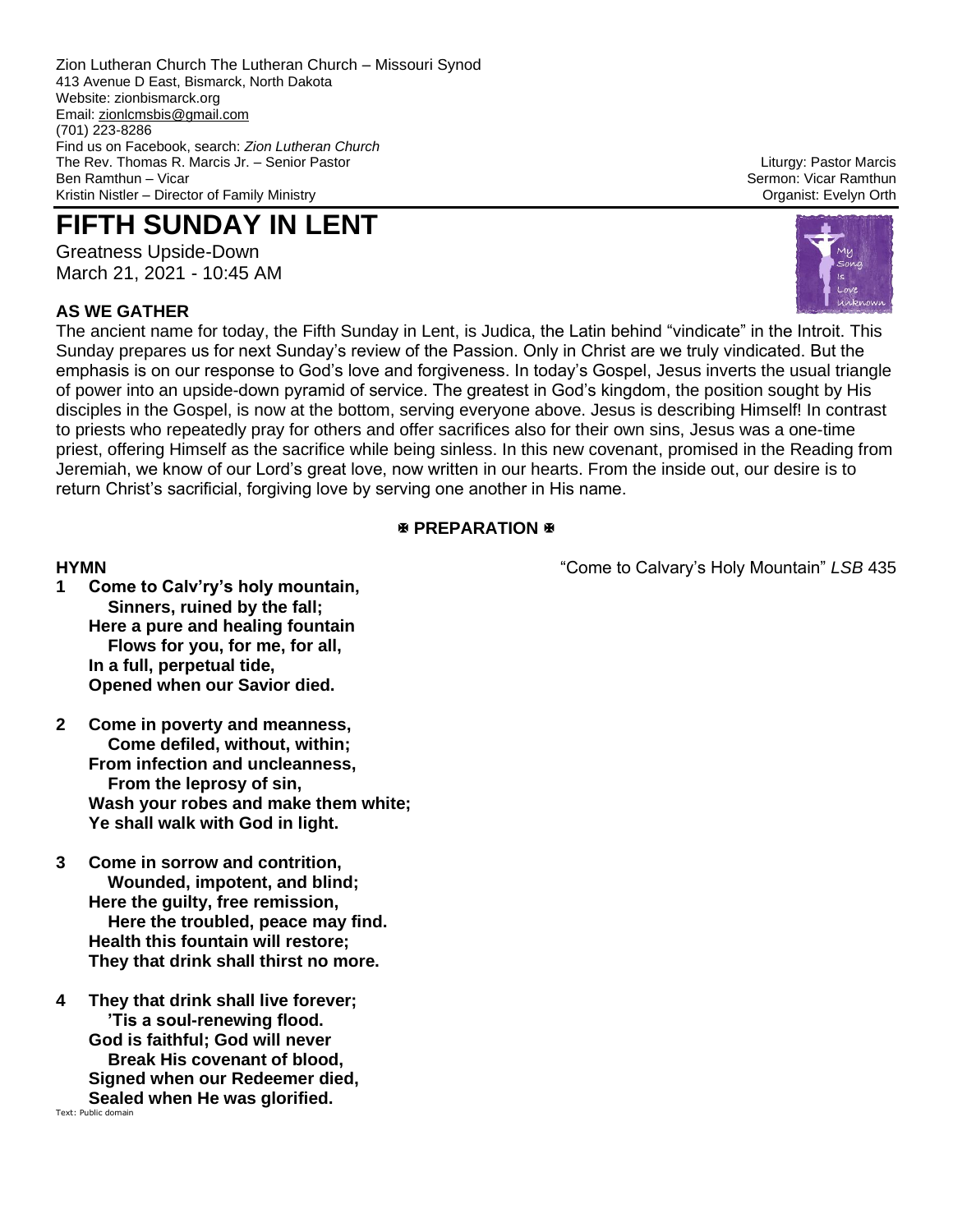Zion Lutheran Church The Lutheran Church – Missouri Synod
413 Avenue D East, Bismarck, North Dakota
Website: zionbismarck.org
Email: zionlcmsbis@gmail.com
(701) 223-8286
Find us on Facebook, search: *Zion Lutheran Church*
The Rev. Thomas R. Marcis Jr. – Senior Pastor
Ben Ramthun – Vicar
Kristin Nistler – Director of Family Ministry

Liturgy: Pastor Marcis
Sermon: Vicar Ramthun
Organist: Evelyn Orth

# FIFTH SUNDAY IN LENT

Greatness Upside-Down
March 21, 2021 - 10:45 AM

### AS WE GATHER

The ancient name for today, the Fifth Sunday in Lent, is Judica, the Latin behind "vindicate" in the Introit. This Sunday prepares us for next Sunday's review of the Passion. Only in Christ are we truly vindicated. But the emphasis is on our response to God's love and forgiveness. In today's Gospel, Jesus inverts the usual triangle of power into an upside-down pyramid of service. The greatest in God's kingdom, the position sought by His disciples in the Gospel, is now at the bottom, serving everyone above. Jesus is describing Himself! In contrast to priests who repeatedly pray for others and offer sacrifices also for their own sins, Jesus was a one-time priest, offering Himself as the sacrifice while being sinless. In this new covenant, promised in the Reading from Jeremiah, we know of our Lord's great love, now written in our hearts. From the inside out, our desire is to return Christ's sacrificial, forgiving love by serving one another in His name.

## ✠ PREPARATION ✠

**HYMN** "Come to Calvary's Holy Mountain" *LSB* 435

**1 Come to Calv'ry's holy mountain,**
**Sinners, ruined by the fall;**
**Here a pure and healing fountain**
**Flows for you, for me, for all,**
**In a full, perpetual tide,**
**Opened when our Savior died.**

**2 Come in poverty and meanness,**
**Come defiled, without, within;**
**From infection and uncleanness,**
**From the leprosy of sin,**
**Wash your robes and make them white;**
**Ye shall walk with God in light.**

**3 Come in sorrow and contrition,**
**Wounded, impotent, and blind;**
**Here the guilty, free remission,**
**Here the troubled, peace may find.**
**Health this fountain will restore;**
**They that drink shall thirst no more.**

**4 They that drink shall live forever;**
**'Tis a soul-renewing flood.**
**God is faithful; God will never**
**Break His covenant of blood,**
**Signed when our Redeemer died,**
**Sealed when He was glorified.**

Text: Public domain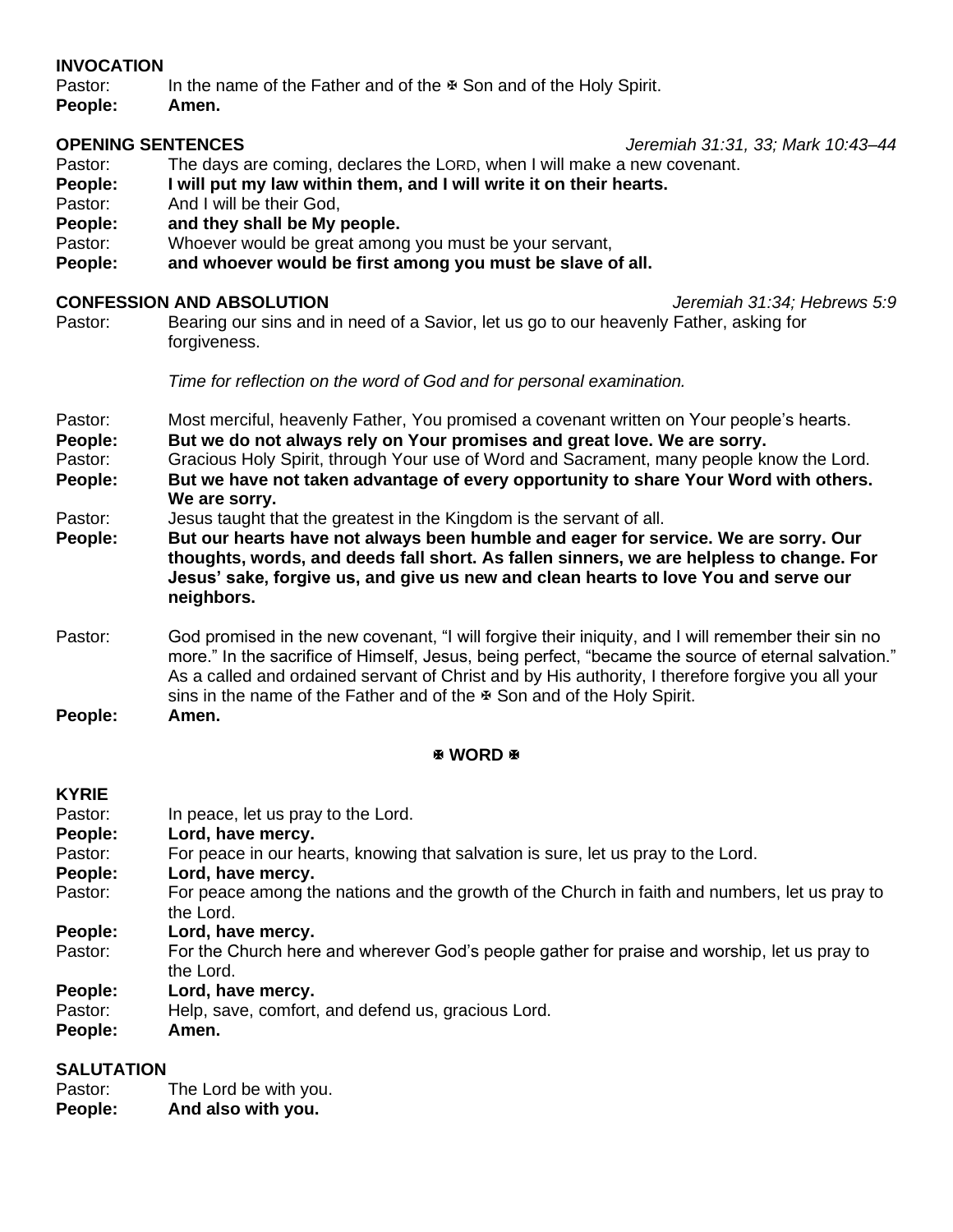**INVOCATION**

Pastor: In the name of the Father and of the ☩ Son and of the Holy Spirit.

**People: Amen.**

**OPENING SENTENCES** *Jeremiah 31:31, 33; Mark 10:43–44*

Pastor: The days are coming, declares the LORD, when I will make a new covenant.

**People: I will put my law within them, and I will write it on their hearts.**

Pastor: And I will be their God,

**People: and they shall be My people.**

Pastor: Whoever would be great among you must be your servant,

**People: and whoever would be first among you must be slave of all.**

**CONFESSION AND ABSOLUTION** *Jeremiah 31:34; Hebrews 5:9*

Pastor: Bearing our sins and in need of a Savior, let us go to our heavenly Father, asking for forgiveness.

*Time for reflection on the word of God and for personal examination.*

Pastor: Most merciful, heavenly Father, You promised a covenant written on Your people's hearts.

**People: But we do not always rely on Your promises and great love. We are sorry.**

Pastor: Gracious Holy Spirit, through Your use of Word and Sacrament, many people know the Lord.

**People: But we have not taken advantage of every opportunity to share Your Word with others. We are sorry.**

Pastor: Jesus taught that the greatest in the Kingdom is the servant of all.

**People: But our hearts have not always been humble and eager for service. We are sorry. Our thoughts, words, and deeds fall short. As fallen sinners, we are helpless to change. For Jesus' sake, forgive us, and give us new and clean hearts to love You and serve our neighbors.**

Pastor: God promised in the new covenant, "I will forgive their iniquity, and I will remember their sin no more." In the sacrifice of Himself, Jesus, being perfect, "became the source of eternal salvation." As a called and ordained servant of Christ and by His authority, I therefore forgive you all your sins in the name of the Father and of the ☩ Son and of the Holy Spirit.

**People: Amen.**

## ☩ WORD ☩

**KYRIE**

Pastor: In peace, let us pray to the Lord.

**People: Lord, have mercy.**

Pastor: For peace in our hearts, knowing that salvation is sure, let us pray to the Lord.

**People: Lord, have mercy.**

Pastor: For peace among the nations and the growth of the Church in faith and numbers, let us pray to the Lord.

**People: Lord, have mercy.**

Pastor: For the Church here and wherever God's people gather for praise and worship, let us pray to the Lord.

**People: Lord, have mercy.**

Pastor: Help, save, comfort, and defend us, gracious Lord.

**People: Amen.**

**SALUTATION**

Pastor: The Lord be with you.

**People: And also with you.**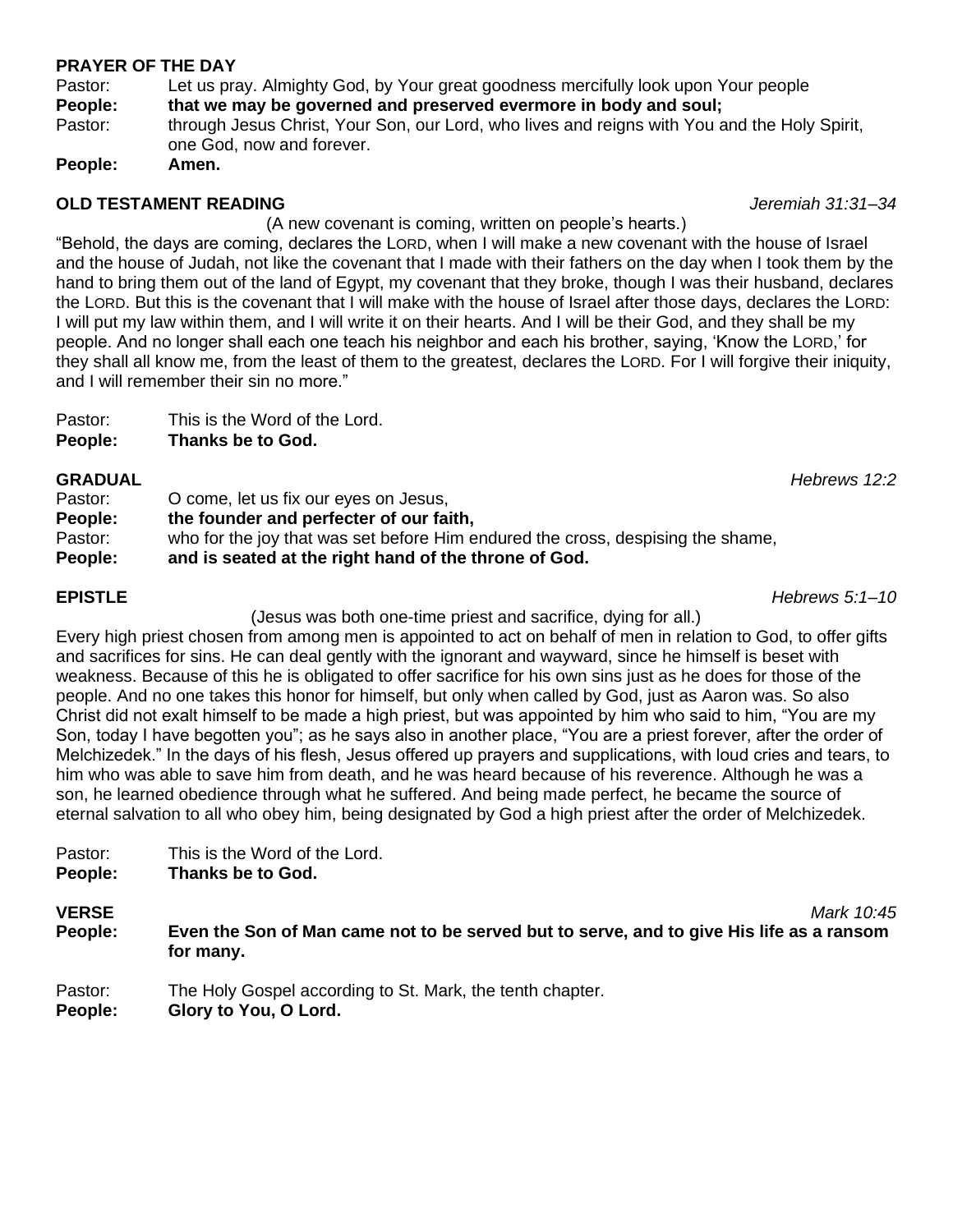**PRAYER OF THE DAY**

Pastor: Let us pray. Almighty God, by Your great goodness mercifully look upon Your people
**People: that we may be governed and preserved evermore in body and soul;**
Pastor: through Jesus Christ, Your Son, our Lord, who lives and reigns with You and the Holy Spirit, one God, now and forever.
**People: Amen.**

**OLD TESTAMENT READING** *Jeremiah 31:31–34*

(A new covenant is coming, written on people's hearts.)

"Behold, the days are coming, declares the LORD, when I will make a new covenant with the house of Israel and the house of Judah, not like the covenant that I made with their fathers on the day when I took them by the hand to bring them out of the land of Egypt, my covenant that they broke, though I was their husband, declares the LORD. But this is the covenant that I will make with the house of Israel after those days, declares the LORD: I will put my law within them, and I will write it on their hearts. And I will be their God, and they shall be my people. And no longer shall each one teach his neighbor and each his brother, saying, 'Know the LORD,' for they shall all know me, from the least of them to the greatest, declares the LORD. For I will forgive their iniquity, and I will remember their sin no more."

Pastor: This is the Word of the Lord.
**People: Thanks be to God.**

**GRADUAL** *Hebrews 12:2*

Pastor: O come, let us fix our eyes on Jesus,
**People: the founder and perfecter of our faith,**
Pastor: who for the joy that was set before Him endured the cross, despising the shame,
**People: and is seated at the right hand of the throne of God.**

**EPISTLE** *Hebrews 5:1–10*

(Jesus was both one-time priest and sacrifice, dying for all.)

Every high priest chosen from among men is appointed to act on behalf of men in relation to God, to offer gifts and sacrifices for sins. He can deal gently with the ignorant and wayward, since he himself is beset with weakness. Because of this he is obligated to offer sacrifice for his own sins just as he does for those of the people. And no one takes this honor for himself, but only when called by God, just as Aaron was. So also Christ did not exalt himself to be made a high priest, but was appointed by him who said to him, "You are my Son, today I have begotten you"; as he says also in another place, "You are a priest forever, after the order of Melchizedek." In the days of his flesh, Jesus offered up prayers and supplications, with loud cries and tears, to him who was able to save him from death, and he was heard because of his reverence. Although he was a son, he learned obedience through what he suffered. And being made perfect, he became the source of eternal salvation to all who obey him, being designated by God a high priest after the order of Melchizedek.

Pastor: This is the Word of the Lord.
**People: Thanks be to God.**

**VERSE** *Mark 10:45*

**People: Even the Son of Man came not to be served but to serve, and to give His life as a ransom for many.**

Pastor: The Holy Gospel according to St. Mark, the tenth chapter.
**People: Glory to You, O Lord.**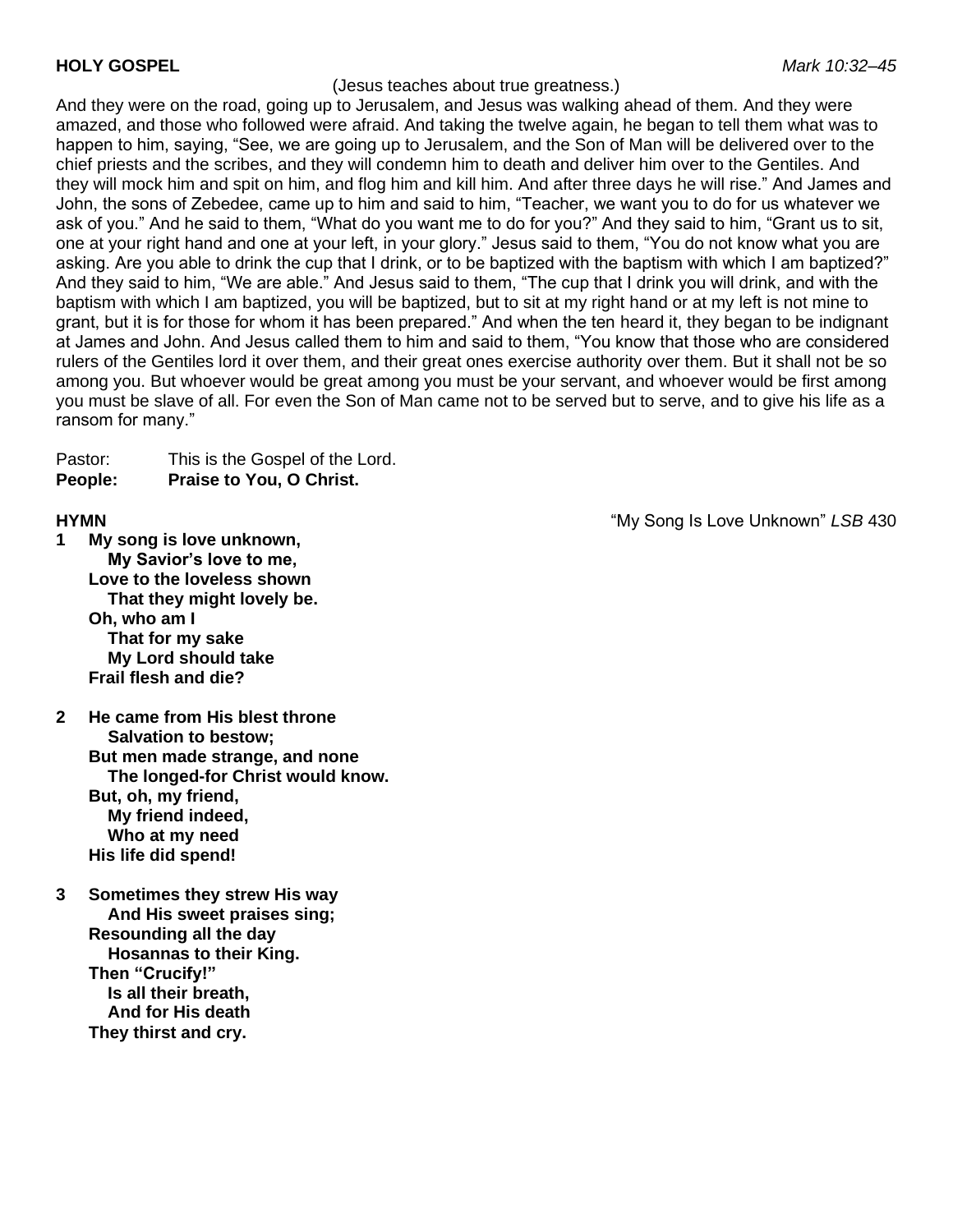**HOLY GOSPEL** *Mark 10:32–45*

(Jesus teaches about true greatness.)

And they were on the road, going up to Jerusalem, and Jesus was walking ahead of them. And they were amazed, and those who followed were afraid. And taking the twelve again, he began to tell them what was to happen to him, saying, "See, we are going up to Jerusalem, and the Son of Man will be delivered over to the chief priests and the scribes, and they will condemn him to death and deliver him over to the Gentiles. And they will mock him and spit on him, and flog him and kill him. And after three days he will rise." And James and John, the sons of Zebedee, came up to him and said to him, "Teacher, we want you to do for us whatever we ask of you." And he said to them, "What do you want me to do for you?" And they said to him, "Grant us to sit, one at your right hand and one at your left, in your glory." Jesus said to them, "You do not know what you are asking. Are you able to drink the cup that I drink, or to be baptized with the baptism with which I am baptized?" And they said to him, "We are able." And Jesus said to them, "The cup that I drink you will drink, and with the baptism with which I am baptized, you will be baptized, but to sit at my right hand or at my left is not mine to grant, but it is for those for whom it has been prepared." And when the ten heard it, they began to be indignant at James and John. And Jesus called them to him and said to them, "You know that those who are considered rulers of the Gentiles lord it over them, and their great ones exercise authority over them. But it shall not be so among you. But whoever would be great among you must be your servant, and whoever would be first among you must be slave of all. For even the Son of Man came not to be served but to serve, and to give his life as a ransom for many."

Pastor: This is the Gospel of the Lord.
**People: Praise to You, O Christ.**

**HYMN** "My Song Is Love Unknown" *LSB* 430

**1 My song is love unknown,**
**My Savior's love to me,**
**Love to the loveless shown**
**That they might lovely be.**
**Oh, who am I**
**That for my sake**
**My Lord should take**
**Frail flesh and die?**

**2 He came from His blest throne**
**Salvation to bestow;**
**But men made strange, and none**
**The longed-for Christ would know.**
**But, oh, my friend,**
**My friend indeed,**
**Who at my need**
**His life did spend!**

**3 Sometimes they strew His way**
**And His sweet praises sing;**
**Resounding all the day**
**Hosannas to their King.**
**Then "Crucify!"**
**Is all their breath,**
**And for His death**
**They thirst and cry.**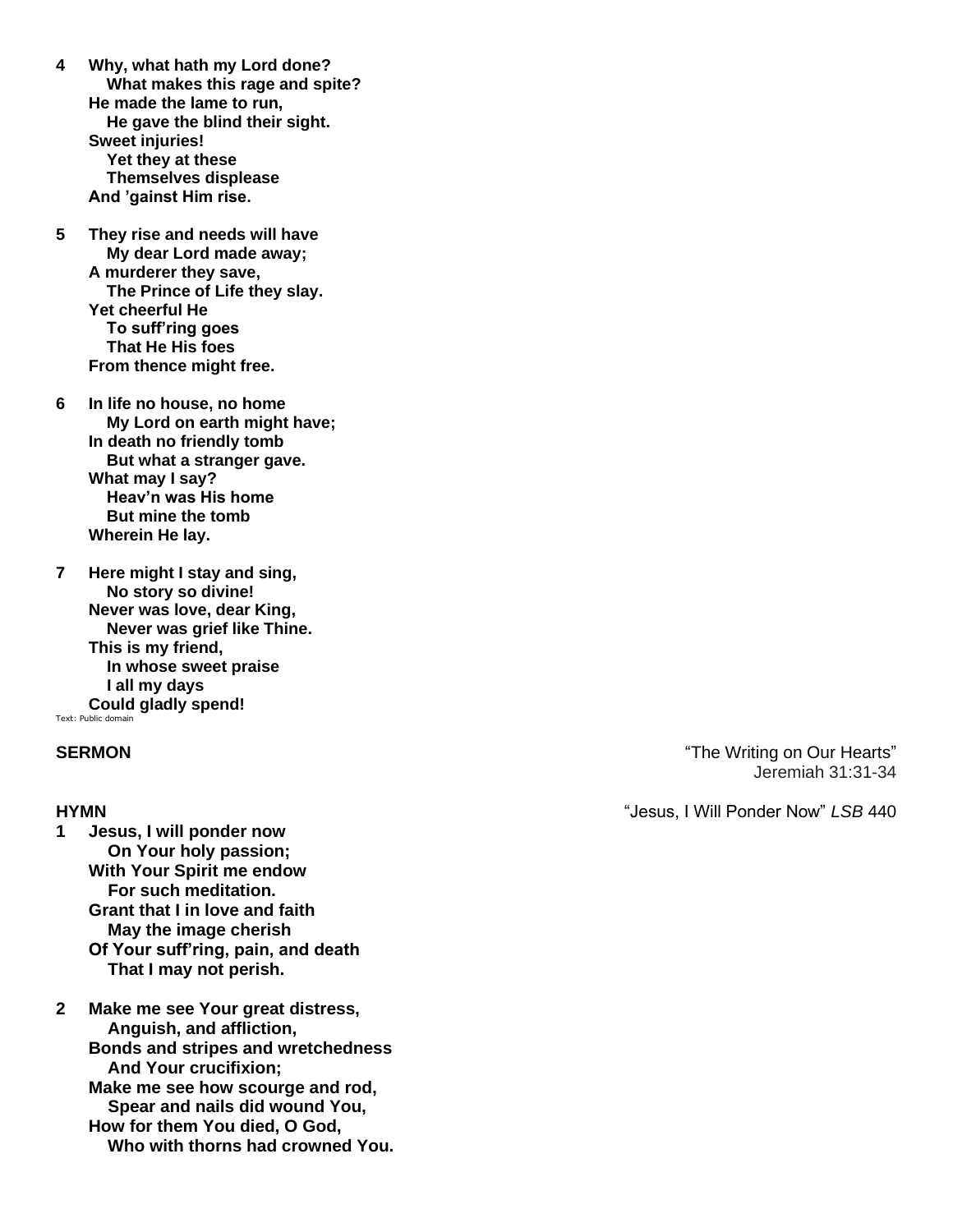**4 Why, what hath my Lord done?**
**What makes this rage and spite?**
**He made the lame to run,**
**He gave the blind their sight.**
**Sweet injuries!**
**Yet they at these**
**Themselves displease**
**And 'gainst Him rise.**

**5 They rise and needs will have**
**My dear Lord made away;**
**A murderer they save,**
**The Prince of Life they slay.**
**Yet cheerful He**
**To suff'ring goes**
**That He His foes**
**From thence might free.**

**6 In life no house, no home**
**My Lord on earth might have;**
**In death no friendly tomb**
**But what a stranger gave.**
**What may I say?**
**Heav'n was His home**
**But mine the tomb**
**Wherein He lay.**

**7 Here might I stay and sing,**
**No story so divine!**
**Never was love, dear King,**
**Never was grief like Thine.**
**This is my friend,**
**In whose sweet praise**
**I all my days**
**Could gladly spend!**

Text: Public domain

**SERMON** "The Writing on Our Hearts"
Jeremiah 31:31-34

**HYMN** "Jesus, I Will Ponder Now" *LSB* 440

**1 Jesus, I will ponder now**
**On Your holy passion;**
**With Your Spirit me endow**
**For such meditation.**
**Grant that I in love and faith**
**May the image cherish**
**Of Your suff'ring, pain, and death**
**That I may not perish.**

**2 Make me see Your great distress,**
**Anguish, and affliction,**
**Bonds and stripes and wretchedness**
**And Your crucifixion;**
**Make me see how scourge and rod,**
**Spear and nails did wound You,**
**How for them You died, O God,**
**Who with thorns had crowned You.**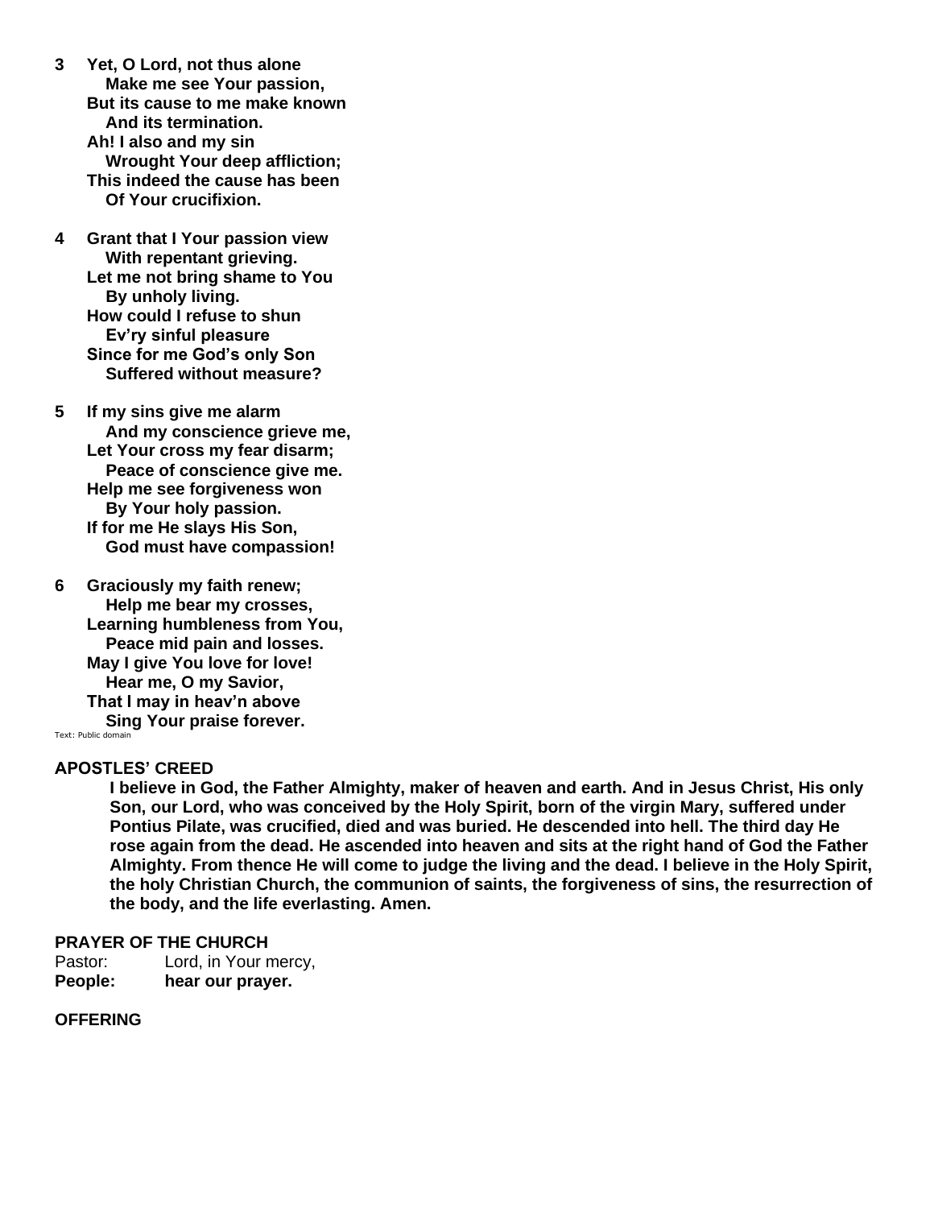**3** **Yet, O Lord, not thus alone**
**Make me see Your passion,**
**But its cause to me make known**
**And its termination.**
**Ah! I also and my sin**
**Wrought Your deep affliction;**
**This indeed the cause has been**
**Of Your crucifixion.**

**4** **Grant that I Your passion view**
**With repentant grieving.**
**Let me not bring shame to You**
**By unholy living.**
**How could I refuse to shun**
**Ev'ry sinful pleasure**
**Since for me God's only Son**
**Suffered without measure?**

**5** **If my sins give me alarm**
**And my conscience grieve me,**
**Let Your cross my fear disarm;**
**Peace of conscience give me.**
**Help me see forgiveness won**
**By Your holy passion.**
**If for me He slays His Son,**
**God must have compassion!**

**6** **Graciously my faith renew;**
**Help me bear my crosses,**
**Learning humbleness from You,**
**Peace mid pain and losses.**
**May I give You love for love!**
**Hear me, O my Savior,**
**That I may in heav'n above**
**Sing Your praise forever.**

Text: Public domain

**APOSTLES' CREED**

**I believe in God, the Father Almighty, maker of heaven and earth. And in Jesus Christ, His only Son, our Lord, who was conceived by the Holy Spirit, born of the virgin Mary, suffered under Pontius Pilate, was crucified, died and was buried. He descended into hell. The third day He rose again from the dead. He ascended into heaven and sits at the right hand of God the Father Almighty. From thence He will come to judge the living and the dead. I believe in the Holy Spirit, the holy Christian Church, the communion of saints, the forgiveness of sins, the resurrection of the body, and the life everlasting. Amen.**

**PRAYER OF THE CHURCH**

Pastor: Lord, in Your mercy,
**People: hear our prayer.**

**OFFERING**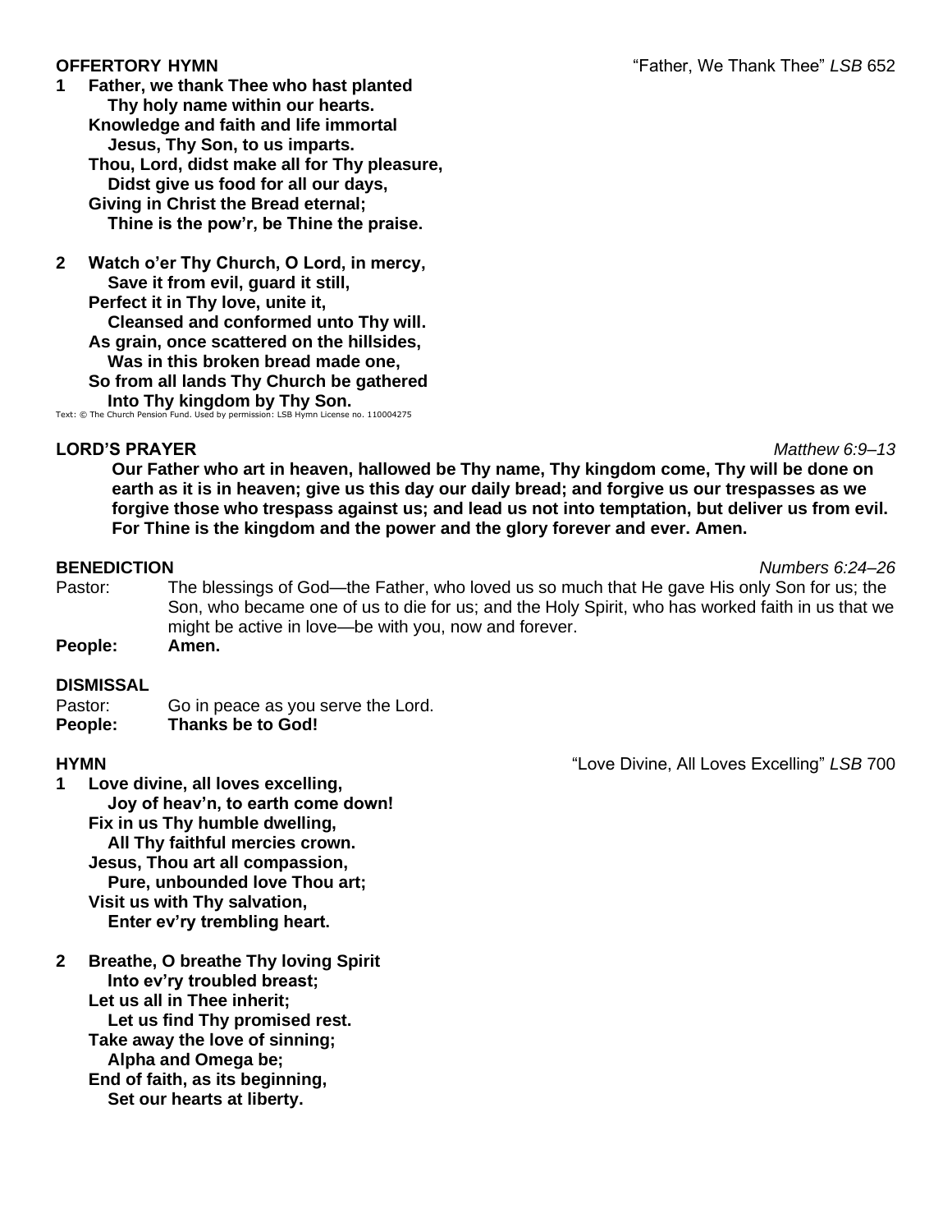**OFFERTORY HYMN** "Father, We Thank Thee" *LSB* 652

**1 Father, we thank Thee who hast planted**
**Thy holy name within our hearts.**
**Knowledge and faith and life immortal**
**Jesus, Thy Son, to us imparts.**
**Thou, Lord, didst make all for Thy pleasure,**
**Didst give us food for all our days,**
**Giving in Christ the Bread eternal;**
**Thine is the pow'r, be Thine the praise.**

**2 Watch o'er Thy Church, O Lord, in mercy,**
**Save it from evil, guard it still,**
**Perfect it in Thy love, unite it,**
**Cleansed and conformed unto Thy will.**
**As grain, once scattered on the hillsides,**
**Was in this broken bread made one,**
**So from all lands Thy Church be gathered**
**Into Thy kingdom by Thy Son.**

Text: © The Church Pension Fund. Used by permission: LSB Hymn License no. 110004275

**LORD'S PRAYER** *Matthew 6:9–13*

**Our Father who art in heaven, hallowed be Thy name, Thy kingdom come, Thy will be done on earth as it is in heaven; give us this day our daily bread; and forgive us our trespasses as we forgive those who trespass against us; and lead us not into temptation, but deliver us from evil. For Thine is the kingdom and the power and the glory forever and ever. Amen.**

**BENEDICTION** *Numbers 6:24–26*

Pastor: The blessings of God—the Father, who loved us so much that He gave His only Son for us; the Son, who became one of us to die for us; and the Holy Spirit, who has worked faith in us that we might be active in love—be with you, now and forever.

**People: Amen.**

**DISMISSAL**

Pastor: Go in peace as you serve the Lord.

**People: Thanks be to God!**

**HYMN** "Love Divine, All Loves Excelling" *LSB* 700

**1 Love divine, all loves excelling,**
**Joy of heav'n, to earth come down!**
**Fix in us Thy humble dwelling,**
**All Thy faithful mercies crown.**
**Jesus, Thou art all compassion,**
**Pure, unbounded love Thou art;**
**Visit us with Thy salvation,**
**Enter ev'ry trembling heart.**

**2 Breathe, O breathe Thy loving Spirit**
**Into ev'ry troubled breast;**
**Let us all in Thee inherit;**
**Let us find Thy promised rest.**
**Take away the love of sinning;**
**Alpha and Omega be;**
**End of faith, as its beginning,**
**Set our hearts at liberty.**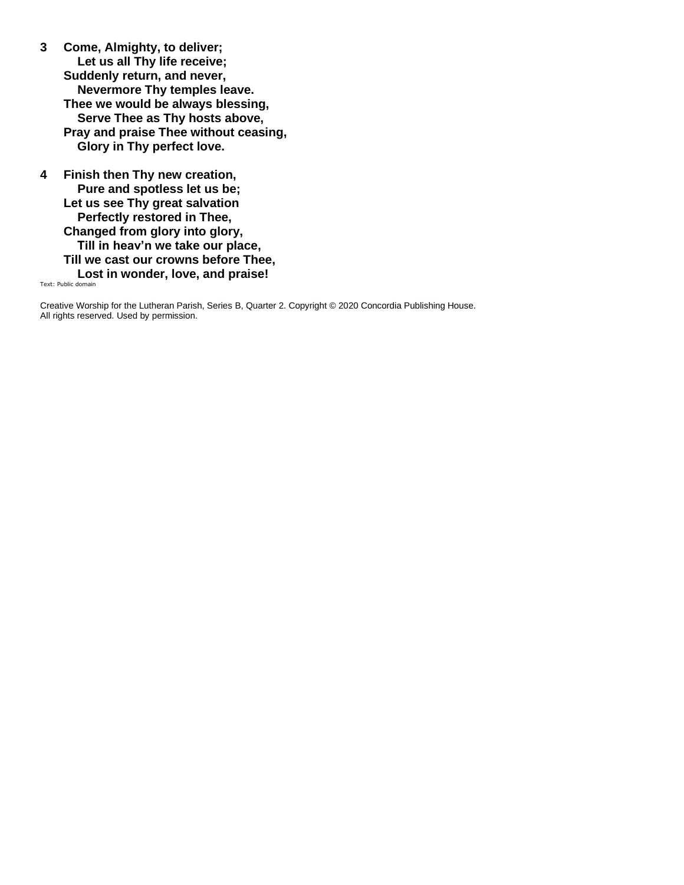**3 Come, Almighty, to deliver;**
**Let us all Thy life receive;**
**Suddenly return, and never,**
**Nevermore Thy temples leave.**
**Thee we would be always blessing,**
**Serve Thee as Thy hosts above,**
**Pray and praise Thee without ceasing,**
**Glory in Thy perfect love.**

**4 Finish then Thy new creation,**
**Pure and spotless let us be;**
**Let us see Thy great salvation**
**Perfectly restored in Thee,**
**Changed from glory into glory,**
**Till in heav'n we take our place,**
**Till we cast our crowns before Thee,**
**Lost in wonder, love, and praise!**

Text: Public domain

Creative Worship for the Lutheran Parish, Series B, Quarter 2. Copyright © 2020 Concordia Publishing House. All rights reserved. Used by permission.